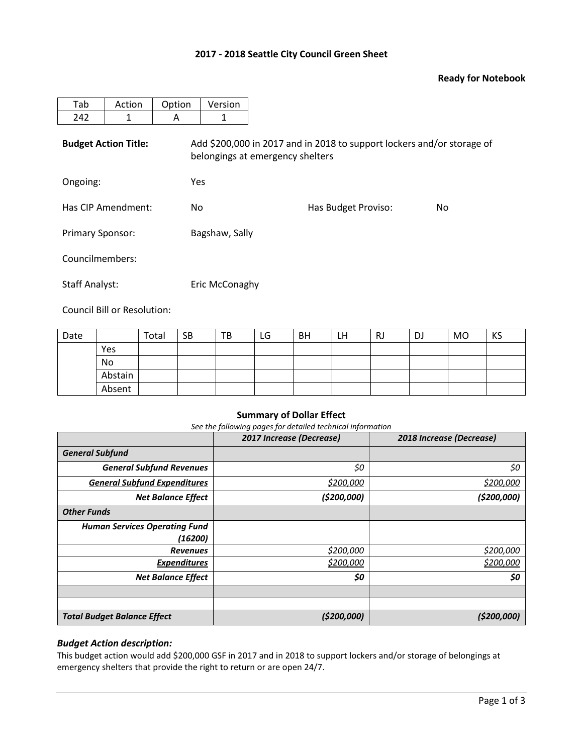## 2017 - 2018 Seattle City Council Green Sheet

**Ready for Notebook**

| Tab | Action | Option | Version |
|---|---|---|---|
| 242 | 1 | A | 1 |

**Budget Action Title:** Add $200,000 in 2017 and in 2018 to support lockers and/or storage of belongings at emergency shelters

Ongoing: Yes

Has CIP Amendment: No

Has Budget Proviso: No

Primary Sponsor: Bagshaw, Sally

Councilmembers:

Staff Analyst: Eric McConaghy

Council Bill or Resolution:

| Date | | Total | SB | TB | LG | BH | LH | RJ | DJ | MO | KS |
|---|---|---|---|---|---|---|---|---|---|---|---|
| | Yes | | | | | | | | | | |
| | No | | | | | | | | | | |
| | Abstain | | | | | | | | | | |
| | Absent | | | | | | | | | | |

### Summary of Dollar Effect

*See the following pages for detailed technical information*

| | *2017 Increase (Decrease)* | *2018 Increase (Decrease)* |
|---|---|---|
| ***General Subfund*** | | |
| ***General Subfund Revenues*** | *$0* | *$0* |
| ***General Subfund Expenditures*** | *$200,000* | *$200,000* |
| ***Net Balance Effect*** | ***($200,000)*** | ***($200,000)*** |
| ***Other Funds*** | | |
| ***Human Services Operating Fund (16200)*** | | |
| ***Revenues*** | *$200,000* | *$200,000* |
| ***Expenditures*** | *$200,000* | *$200,000* |
| ***Net Balance Effect*** | ***$0*** | ***$0*** |
| | | |
| | | |
| ***Total Budget Balance Effect*** | ***($200,000)*** | ***($200,000)*** |

### *Budget Action description:*

This budget action would add $200,000 GSF in 2017 and in 2018 to support lockers and/or storage of belongings at emergency shelters that provide the right to return or are open 24/7.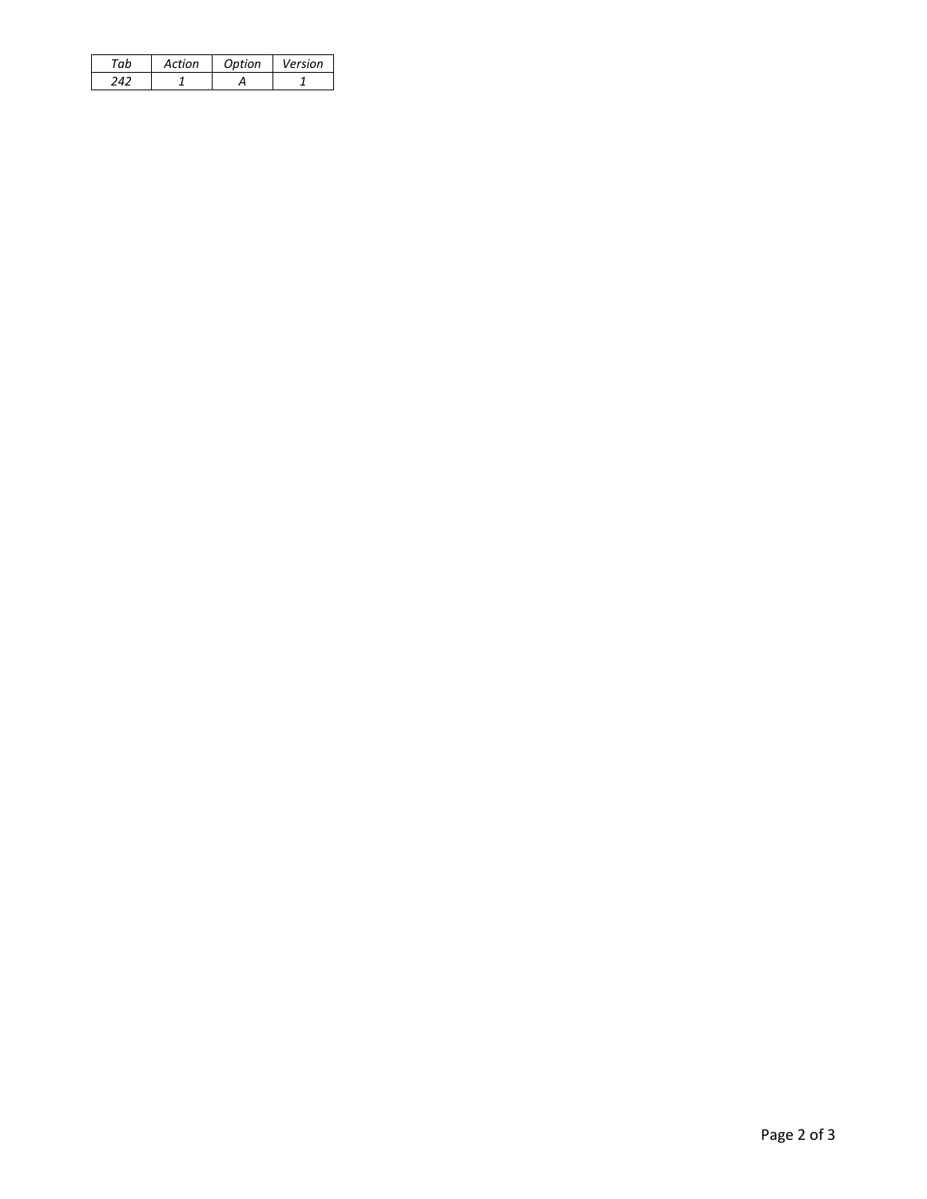| *Tab* | *Action* | *Option* | *Version* |
| --- | --- | --- | --- |
| *242* | *1* | *A* | *1* |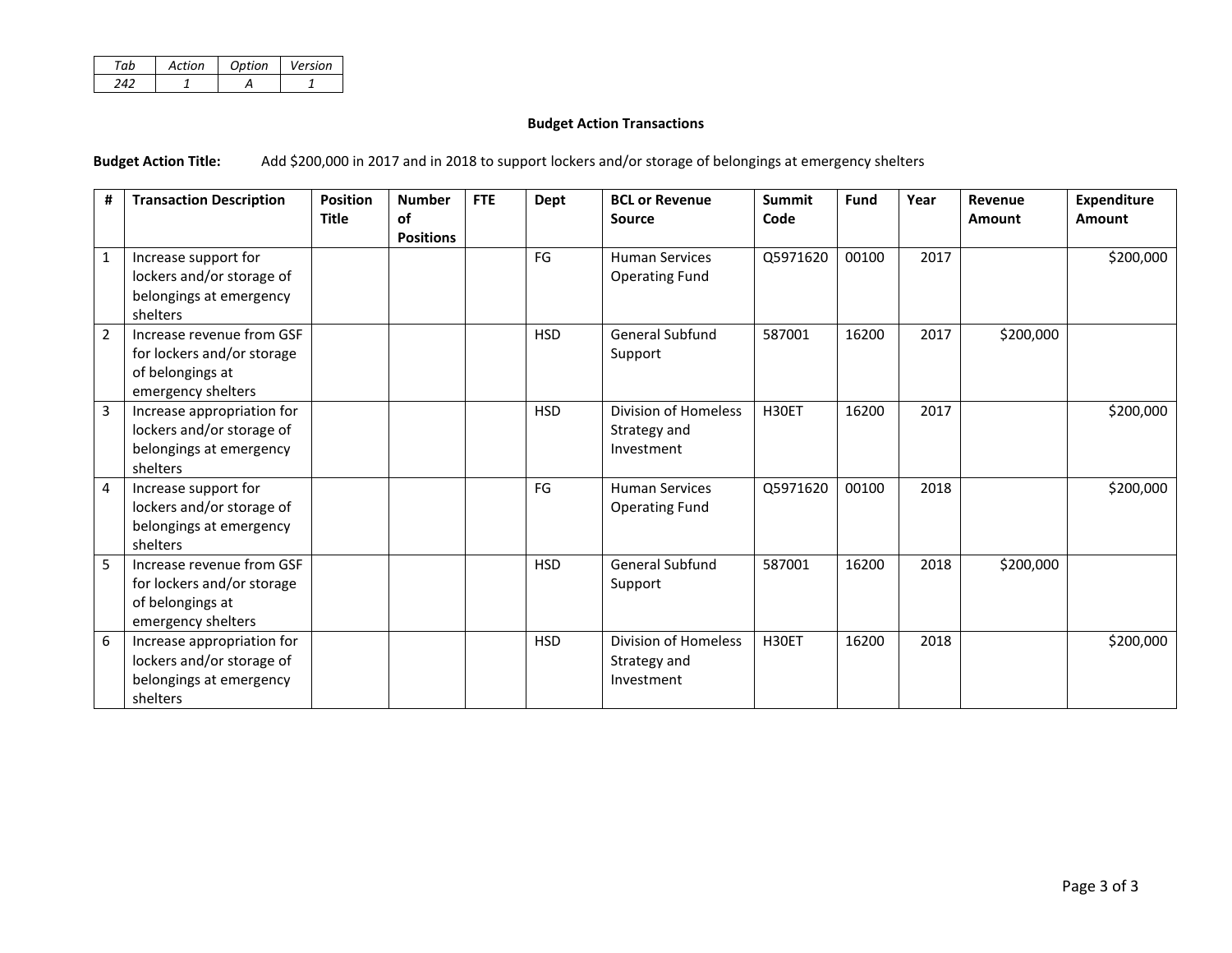| Tab | Action | Option | Version |
|---|---|---|---|
| 242 | 1 | A | 1 |

**Budget Action Transactions**

**Budget Action Title:** Add $200,000 in 2017 and in 2018 to support lockers and/or storage of belongings at emergency shelters

| # | Transaction Description | Position Title | Number of Positions | FTE | Dept | BCL or Revenue Source | Summit Code | Fund | Year | Revenue Amount | Expenditure Amount |
|---|---|---|---|---|---|---|---|---|---|---|---|
| 1 | Increase support for lockers and/or storage of belongings at emergency shelters | | | | FG | Human Services Operating Fund | Q5971620 | 00100 | 2017 | | $200,000 |
| 2 | Increase revenue from GSF for lockers and/or storage of belongings at emergency shelters | | | | HSD | General Subfund Support | 587001 | 16200 | 2017 | $200,000 | |
| 3 | Increase appropriation for lockers and/or storage of belongings at emergency shelters | | | | HSD | Division of Homeless Strategy and Investment | H30ET | 16200 | 2017 | | $200,000 |
| 4 | Increase support for lockers and/or storage of belongings at emergency shelters | | | | FG | Human Services Operating Fund | Q5971620 | 00100 | 2018 | | $200,000 |
| 5 | Increase revenue from GSF for lockers and/or storage of belongings at emergency shelters | | | | HSD | General Subfund Support | 587001 | 16200 | 2018 | $200,000 | |
| 6 | Increase appropriation for lockers and/or storage of belongings at emergency shelters | | | | HSD | Division of Homeless Strategy and Investment | H30ET | 16200 | 2018 | | $200,000 |